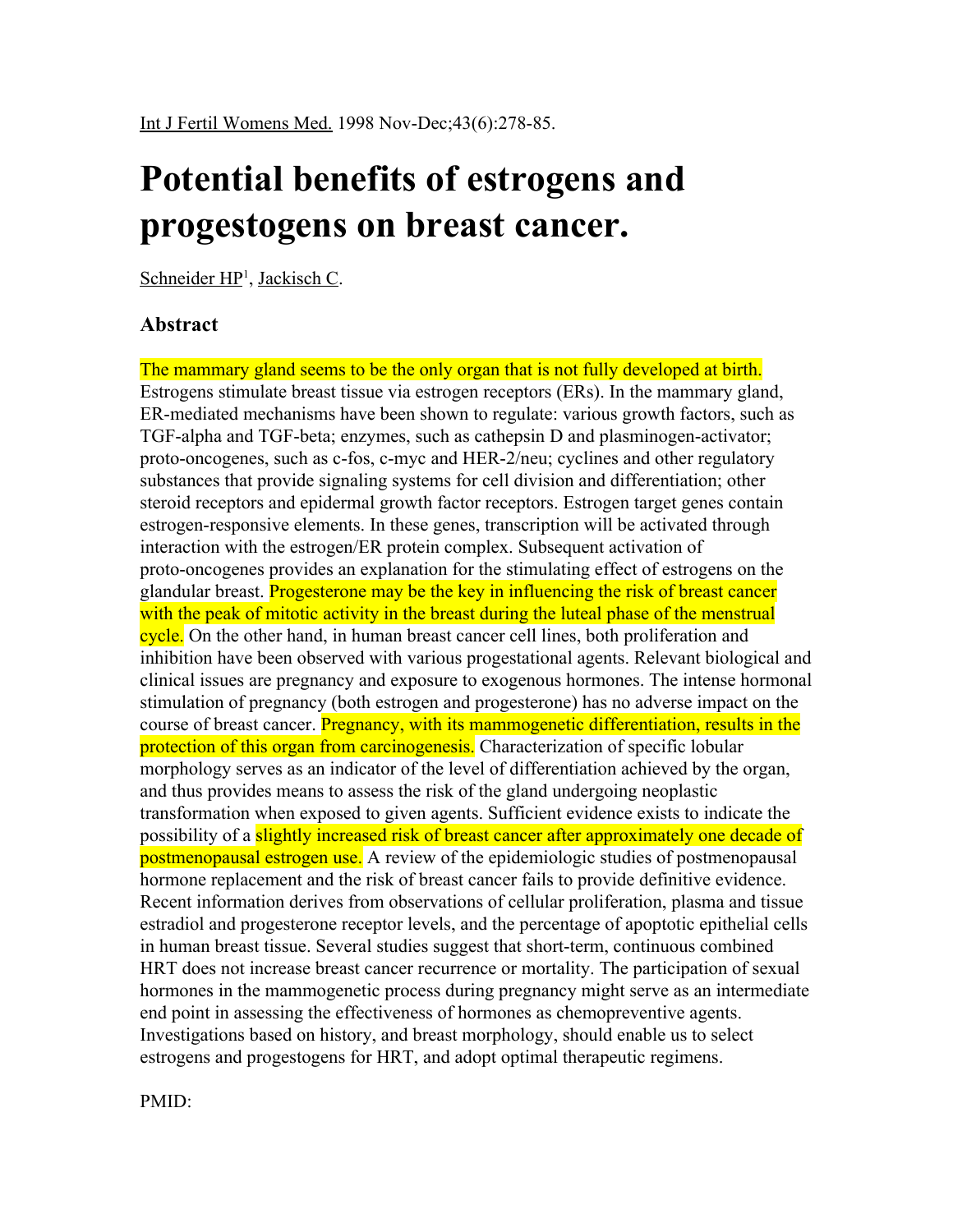Int J Fertil Womens Med. 1998 Nov-Dec;43(6):278-85.

# Potential benefits of estrogens and progestogens on breast cancer.

Schneider HP[1], Jackisch C.

## Abstract

The mammary gland seems to be the only organ that is not fully developed at birth. Estrogens stimulate breast tissue via estrogen receptors (ERs). In the mammary gland, ER-mediated mechanisms have been shown to regulate: various growth factors, such as TGF-alpha and TGF-beta; enzymes, such as cathepsin D and plasminogen-activator; proto-oncogenes, such as c-fos, c-myc and HER-2/neu; cyclines and other regulatory substances that provide signaling systems for cell division and differentiation; other steroid receptors and epidermal growth factor receptors. Estrogen target genes contain estrogen-responsive elements. In these genes, transcription will be activated through interaction with the estrogen/ER protein complex. Subsequent activation of proto-oncogenes provides an explanation for the stimulating effect of estrogens on the glandular breast. Progesterone may be the key in influencing the risk of breast cancer with the peak of mitotic activity in the breast during the luteal phase of the menstrual cycle. On the other hand, in human breast cancer cell lines, both proliferation and inhibition have been observed with various progestational agents. Relevant biological and clinical issues are pregnancy and exposure to exogenous hormones. The intense hormonal stimulation of pregnancy (both estrogen and progesterone) has no adverse impact on the course of breast cancer. Pregnancy, with its mammogenetic differentiation, results in the protection of this organ from carcinogenesis. Characterization of specific lobular morphology serves as an indicator of the level of differentiation achieved by the organ, and thus provides means to assess the risk of the gland undergoing neoplastic transformation when exposed to given agents. Sufficient evidence exists to indicate the possibility of a slightly increased risk of breast cancer after approximately one decade of postmenopausal estrogen use. A review of the epidemiologic studies of postmenopausal hormone replacement and the risk of breast cancer fails to provide definitive evidence. Recent information derives from observations of cellular proliferation, plasma and tissue estradiol and progesterone receptor levels, and the percentage of apoptotic epithelial cells in human breast tissue. Several studies suggest that short-term, continuous combined HRT does not increase breast cancer recurrence or mortality. The participation of sexual hormones in the mammogenetic process during pregnancy might serve as an intermediate end point in assessing the effectiveness of hormones as chemopreventive agents. Investigations based on history, and breast morphology, should enable us to select estrogens and progestogens for HRT, and adopt optimal therapeutic regimens.

PMID: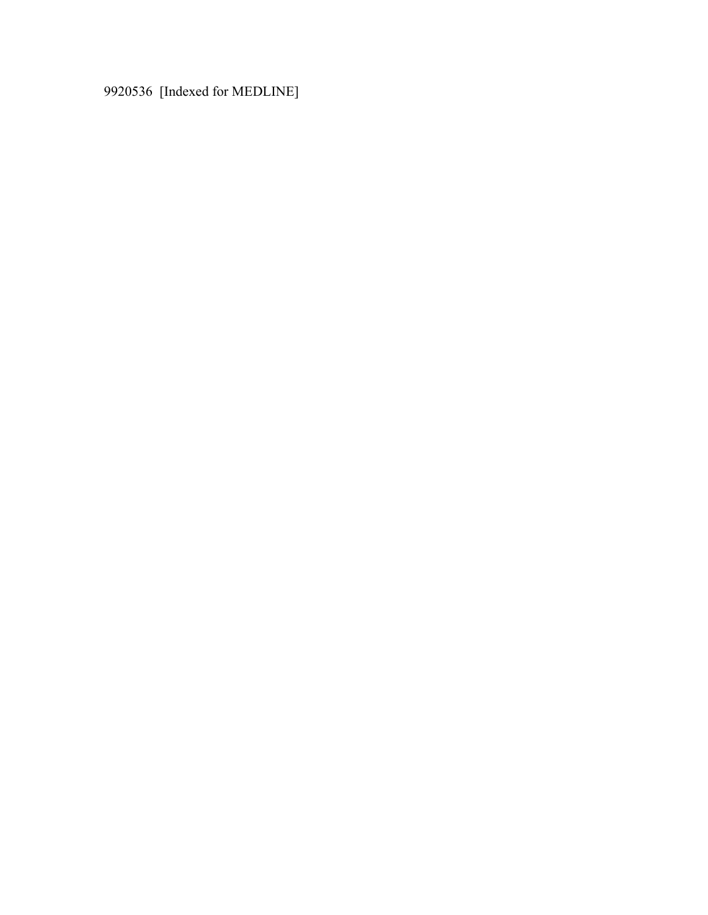9920536 [Indexed for MEDLINE]